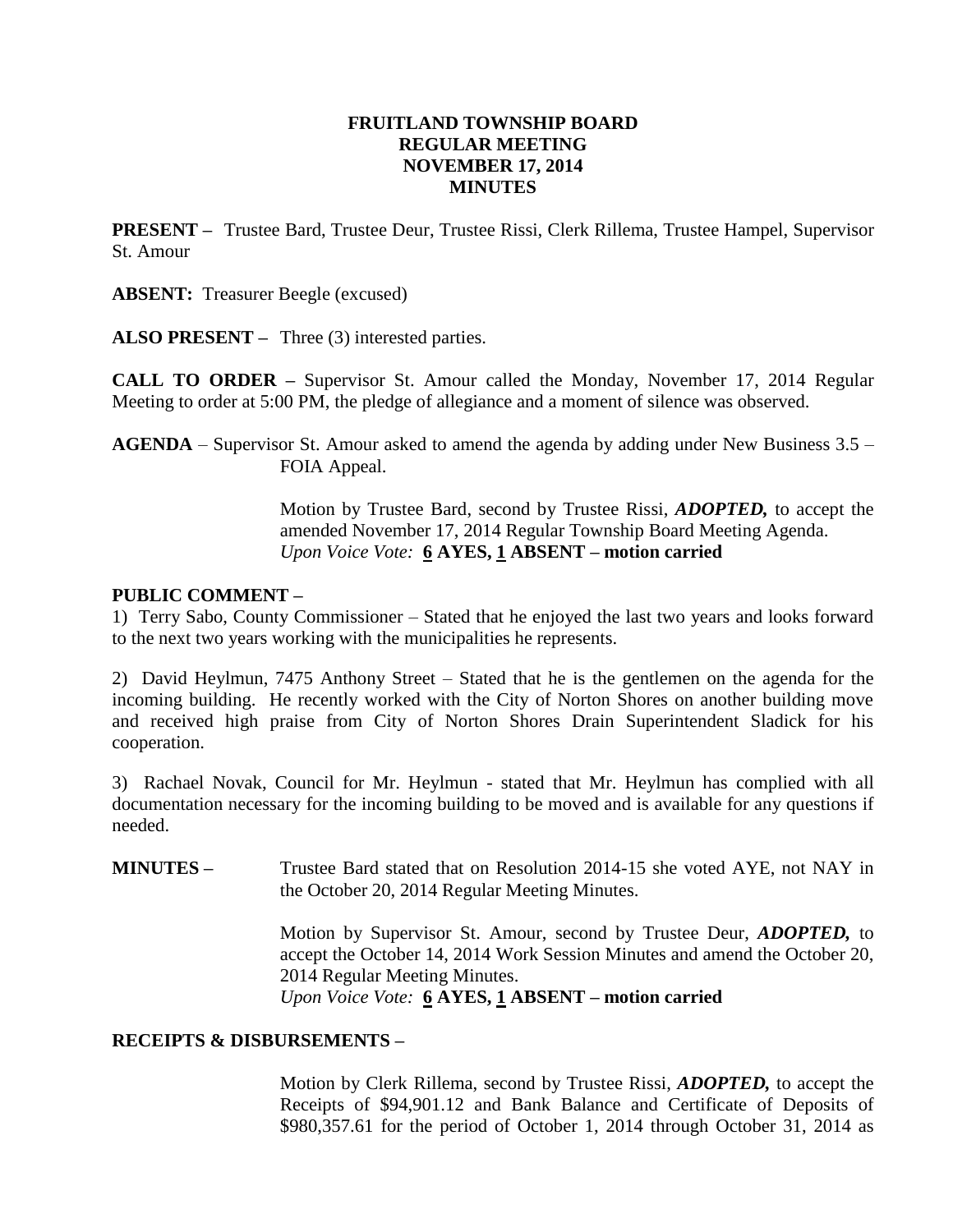# FRUITLAND TOWNSHIP BOARD
## REGULAR MEETING
## NOVEMBER 17, 2014
## MINUTES

**PRESENT –** Trustee Bard, Trustee Deur, Trustee Rissi, Clerk Rillema, Trustee Hampel, Supervisor St. Amour

**ABSENT:** Treasurer Beegle (excused)

**ALSO PRESENT –** Three (3) interested parties.

**CALL TO ORDER –** Supervisor St. Amour called the Monday, November 17, 2014 Regular Meeting to order at 5:00 PM, the pledge of allegiance and a moment of silence was observed.

**AGENDA** – Supervisor St. Amour asked to amend the agenda by adding under New Business 3.5 – FOIA Appeal.

Motion by Trustee Bard, second by Trustee Rissi, ***ADOPTED,*** to accept the amended November 17, 2014 Regular Township Board Meeting Agenda.
*Upon Voice Vote:* **6 AYES, 1 ABSENT – motion carried**

**PUBLIC COMMENT –**

1) Terry Sabo, County Commissioner – Stated that he enjoyed the last two years and looks forward to the next two years working with the municipalities he represents.

2) David Heylmun, 7475 Anthony Street – Stated that he is the gentlemen on the agenda for the incoming building. He recently worked with the City of Norton Shores on another building move and received high praise from City of Norton Shores Drain Superintendent Sladick for his cooperation.

3) Rachael Novak, Council for Mr. Heylmun - stated that Mr. Heylmun has complied with all documentation necessary for the incoming building to be moved and is available for any questions if needed.

**MINUTES –** Trustee Bard stated that on Resolution 2014-15 she voted AYE, not NAY in the October 20, 2014 Regular Meeting Minutes.

Motion by Supervisor St. Amour, second by Trustee Deur, ***ADOPTED,*** to accept the October 14, 2014 Work Session Minutes and amend the October 20, 2014 Regular Meeting Minutes.
*Upon Voice Vote:* **6 AYES, 1 ABSENT – motion carried**

**RECEIPTS & DISBURSEMENTS –**

Motion by Clerk Rillema, second by Trustee Rissi, ***ADOPTED,*** to accept the Receipts of $94,901.12 and Bank Balance and Certificate of Deposits of $980,357.61 for the period of October 1, 2014 through October 31, 2014 as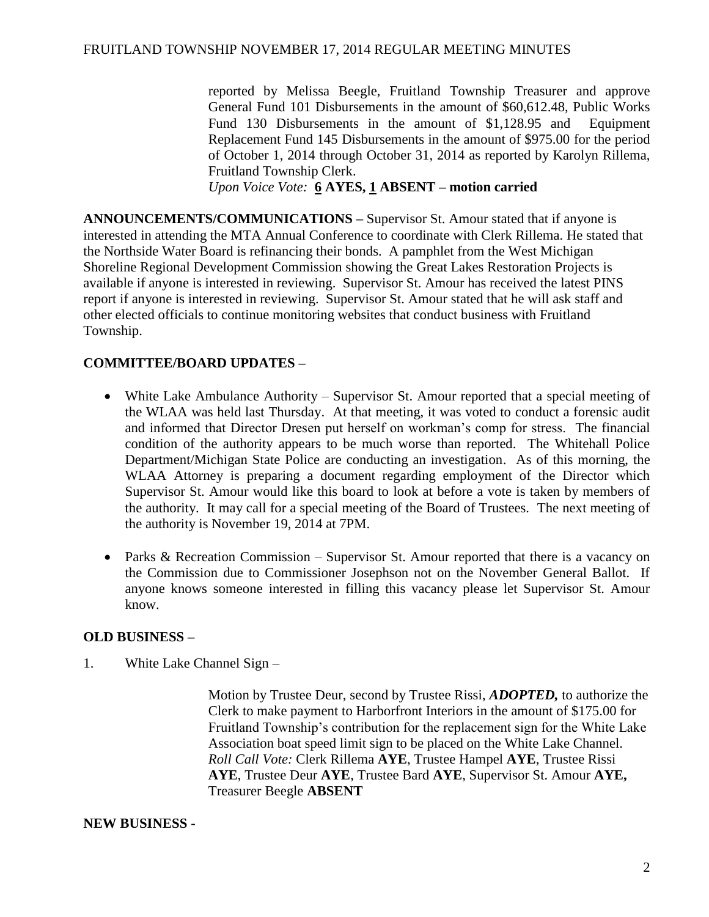reported by Melissa Beegle, Fruitland Township Treasurer and approve General Fund 101 Disbursements in the amount of $60,612.48, Public Works Fund 130 Disbursements in the amount of $1,128.95 and Equipment Replacement Fund 145 Disbursements in the amount of $975.00 for the period of October 1, 2014 through October 31, 2014 as reported by Karolyn Rillema, Fruitland Township Clerk.
*Upon Voice Vote:* **6 AYES, 1 ABSENT – motion carried**

**ANNOUNCEMENTS/COMMUNICATIONS –** Supervisor St. Amour stated that if anyone is interested in attending the MTA Annual Conference to coordinate with Clerk Rillema. He stated that the Northside Water Board is refinancing their bonds. A pamphlet from the West Michigan Shoreline Regional Development Commission showing the Great Lakes Restoration Projects is available if anyone is interested in reviewing. Supervisor St. Amour has received the latest PINS report if anyone is interested in reviewing. Supervisor St. Amour stated that he will ask staff and other elected officials to continue monitoring websites that conduct business with Fruitland Township.

**COMMITTEE/BOARD UPDATES –**

- White Lake Ambulance Authority – Supervisor St. Amour reported that a special meeting of the WLAA was held last Thursday. At that meeting, it was voted to conduct a forensic audit and informed that Director Dresen put herself on workman's comp for stress. The financial condition of the authority appears to be much worse than reported. The Whitehall Police Department/Michigan State Police are conducting an investigation. As of this morning, the WLAA Attorney is preparing a document regarding employment of the Director which Supervisor St. Amour would like this board to look at before a vote is taken by members of the authority. It may call for a special meeting of the Board of Trustees. The next meeting of the authority is November 19, 2014 at 7PM.

- Parks & Recreation Commission – Supervisor St. Amour reported that there is a vacancy on the Commission due to Commissioner Josephson not on the November General Ballot. If anyone knows someone interested in filling this vacancy please let Supervisor St. Amour know.

**OLD BUSINESS –**

1. White Lake Channel Sign –

Motion by Trustee Deur, second by Trustee Rissi, ***ADOPTED,*** to authorize the Clerk to make payment to Harborfront Interiors in the amount of $175.00 for Fruitland Township's contribution for the replacement sign for the White Lake Association boat speed limit sign to be placed on the White Lake Channel.
*Roll Call Vote:* Clerk Rillema **AYE**, Trustee Hampel **AYE**, Trustee Rissi **AYE**, Trustee Deur **AYE**, Trustee Bard **AYE**, Supervisor St. Amour **AYE,** Treasurer Beegle **ABSENT**

**NEW BUSINESS -**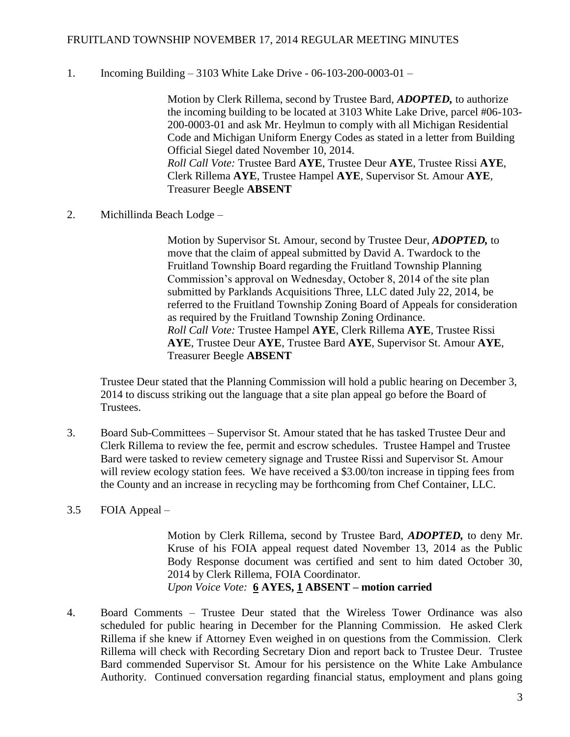1. Incoming Building – 3103 White Lake Drive - 06-103-200-0003-01 –

   Motion by Clerk Rillema, second by Trustee Bard, ***ADOPTED,*** to authorize the incoming building to be located at 3103 White Lake Drive, parcel #06-103-200-0003-01 and ask Mr. Heylmun to comply with all Michigan Residential Code and Michigan Uniform Energy Codes as stated in a letter from Building Official Siegel dated November 10, 2014.
   *Roll Call Vote:* Trustee Bard **AYE**, Trustee Deur **AYE**, Trustee Rissi **AYE**, Clerk Rillema **AYE**, Trustee Hampel **AYE**, Supervisor St. Amour **AYE**, Treasurer Beegle **ABSENT**

2. Michillinda Beach Lodge –

   Motion by Supervisor St. Amour, second by Trustee Deur, ***ADOPTED,*** to move that the claim of appeal submitted by David A. Twardock to the Fruitland Township Board regarding the Fruitland Township Planning Commission's approval on Wednesday, October 8, 2014 of the site plan submitted by Parklands Acquisitions Three, LLC dated July 22, 2014, be referred to the Fruitland Township Zoning Board of Appeals for consideration as required by the Fruitland Township Zoning Ordinance.
   *Roll Call Vote:* Trustee Hampel **AYE**, Clerk Rillema **AYE**, Trustee Rissi **AYE**, Trustee Deur **AYE**, Trustee Bard **AYE**, Supervisor St. Amour **AYE**, Treasurer Beegle **ABSENT**

   Trustee Deur stated that the Planning Commission will hold a public hearing on December 3, 2014 to discuss striking out the language that a site plan appeal go before the Board of Trustees.

3. Board Sub-Committees – Supervisor St. Amour stated that he has tasked Trustee Deur and Clerk Rillema to review the fee, permit and escrow schedules. Trustee Hampel and Trustee Bard were tasked to review cemetery signage and Trustee Rissi and Supervisor St. Amour will review ecology station fees. We have received a $3.00/ton increase in tipping fees from the County and an increase in recycling may be forthcoming from Chef Container, LLC.

3.5 FOIA Appeal –

   Motion by Clerk Rillema, second by Trustee Bard, ***ADOPTED,*** to deny Mr. Kruse of his FOIA appeal request dated November 13, 2014 as the Public Body Response document was certified and sent to him dated October 30, 2014 by Clerk Rillema, FOIA Coordinator.
   *Upon Voice Vote:* **6 AYES, 1 ABSENT – motion carried**

4. Board Comments – Trustee Deur stated that the Wireless Tower Ordinance was also scheduled for public hearing in December for the Planning Commission. He asked Clerk Rillema if she knew if Attorney Even weighed in on questions from the Commission. Clerk Rillema will check with Recording Secretary Dion and report back to Trustee Deur. Trustee Bard commended Supervisor St. Amour for his persistence on the White Lake Ambulance Authority. Continued conversation regarding financial status, employment and plans going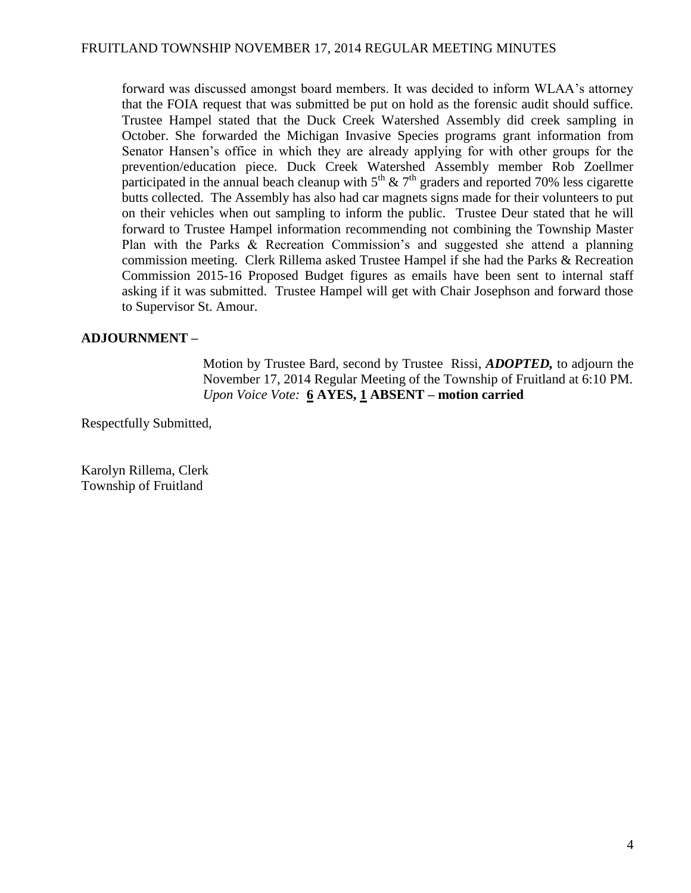forward was discussed amongst board members. It was decided to inform WLAA's attorney that the FOIA request that was submitted be put on hold as the forensic audit should suffice. Trustee Hampel stated that the Duck Creek Watershed Assembly did creek sampling in October. She forwarded the Michigan Invasive Species programs grant information from Senator Hansen's office in which they are already applying for with other groups for the prevention/education piece. Duck Creek Watershed Assembly member Rob Zoellmer participated in the annual beach cleanup with $5^{th}$ & $7^{th}$ graders and reported 70% less cigarette butts collected. The Assembly has also had car magnets signs made for their volunteers to put on their vehicles when out sampling to inform the public. Trustee Deur stated that he will forward to Trustee Hampel information recommending not combining the Township Master Plan with the Parks & Recreation Commission's and suggested she attend a planning commission meeting. Clerk Rillema asked Trustee Hampel if she had the Parks & Recreation Commission 2015-16 Proposed Budget figures as emails have been sent to internal staff asking if it was submitted. Trustee Hampel will get with Chair Josephson and forward those to Supervisor St. Amour.

**ADJOURNMENT –**

Motion by Trustee Bard, second by Trustee Rissi, ***ADOPTED,*** to adjourn the November 17, 2014 Regular Meeting of the Township of Fruitland at 6:10 PM.
*Upon Voice Vote:* **6 AYES, 1 ABSENT – motion carried**

Respectfully Submitted,

Karolyn Rillema, Clerk
Township of Fruitland